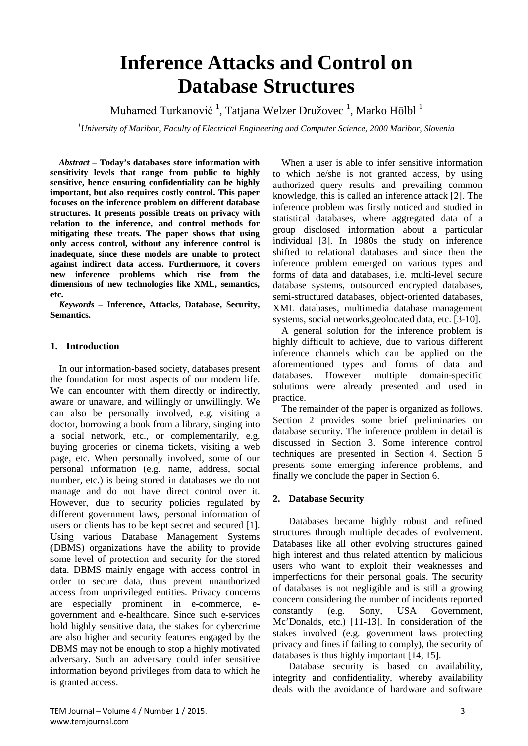# Inference Attacks and Control on Database Structures

Muhamed Turkanović [1], Tatjana Welzer Družovec [1], Marko Hölbl [1]

[1]*University of Maribor, Faculty of Electrical Engineering and Computer Science, 2000 Maribor, Slovenia*

***Abstract* – Today's databases store information with sensitivity levels that range from public to highly sensitive, hence ensuring confidentiality can be highly important, but also requires costly control. This paper focuses on the inference problem on different database structures. It presents possible treats on privacy with relation to the inference, and control methods for mitigating these treats. The paper shows that using only access control, without any inference control is inadequate, since these models are unable to protect against indirect data access. Furthermore, it covers new inference problems which rise from the dimensions of new technologies like XML, semantics, etc.**

***Keywords* – Inference, Attacks, Database, Security, Semantics.**

## 1. Introduction

In our information-based society, databases present the foundation for most aspects of our modern life. We can encounter with them directly or indirectly, aware or unaware, and willingly or unwillingly. We can also be personally involved, e.g. visiting a doctor, borrowing a book from a library, singing into a social network, etc., or complementarily, e.g. buying groceries or cinema tickets, visiting a web page, etc. When personally involved, some of our personal information (e.g. name, address, social number, etc.) is being stored in databases we do not manage and do not have direct control over it. However, due to security policies regulated by different government laws, personal information of users or clients has to be kept secret and secured [1]. Using various Database Management Systems (DBMS) organizations have the ability to provide some level of protection and security for the stored data. DBMS mainly engage with access control in order to secure data, thus prevent unauthorized access from unprivileged entities. Privacy concerns are especially prominent in e-commerce, e-government and e-healthcare. Since such e-services hold highly sensitive data, the stakes for cybercrime are also higher and security features engaged by the DBMS may not be enough to stop a highly motivated adversary. Such an adversary could infer sensitive information beyond privileges from data to which he is granted access.

When a user is able to infer sensitive information to which he/she is not granted access, by using authorized query results and prevailing common knowledge, this is called an inference attack [2]. The inference problem was firstly noticed and studied in statistical databases, where aggregated data of a group disclosed information about a particular individual [3]. In 1980s the study on inference shifted to relational databases and since then the inference problem emerged on various types and forms of data and databases, i.e. multi-level secure database systems, outsourced encrypted databases, semi-structured databases, object-oriented databases, XML databases, multimedia database management systems, social networks,geolocated data, etc. [3-10].

A general solution for the inference problem is highly difficult to achieve, due to various different inference channels which can be applied on the aforementioned types and forms of data and databases. However multiple domain-specific solutions were already presented and used in practice.

The remainder of the paper is organized as follows. Section 2 provides some brief preliminaries on database security. The inference problem in detail is discussed in Section 3. Some inference control techniques are presented in Section 4. Section 5 presents some emerging inference problems, and finally we conclude the paper in Section 6.

## 2. Database Security

Databases became highly robust and refined structures through multiple decades of evolvement. Databases like all other evolving structures gained high interest and thus related attention by malicious users who want to exploit their weaknesses and imperfections for their personal goals. The security of databases is not negligible and is still a growing concern considering the number of incidents reported constantly (e.g. Sony, USA Government, Mc'Donalds, etc.) [11-13]. In consideration of the stakes involved (e.g. government laws protecting privacy and fines if failing to comply), the security of databases is thus highly important [14, 15].

Database security is based on availability, integrity and confidentiality, whereby availability deals with the avoidance of hardware and software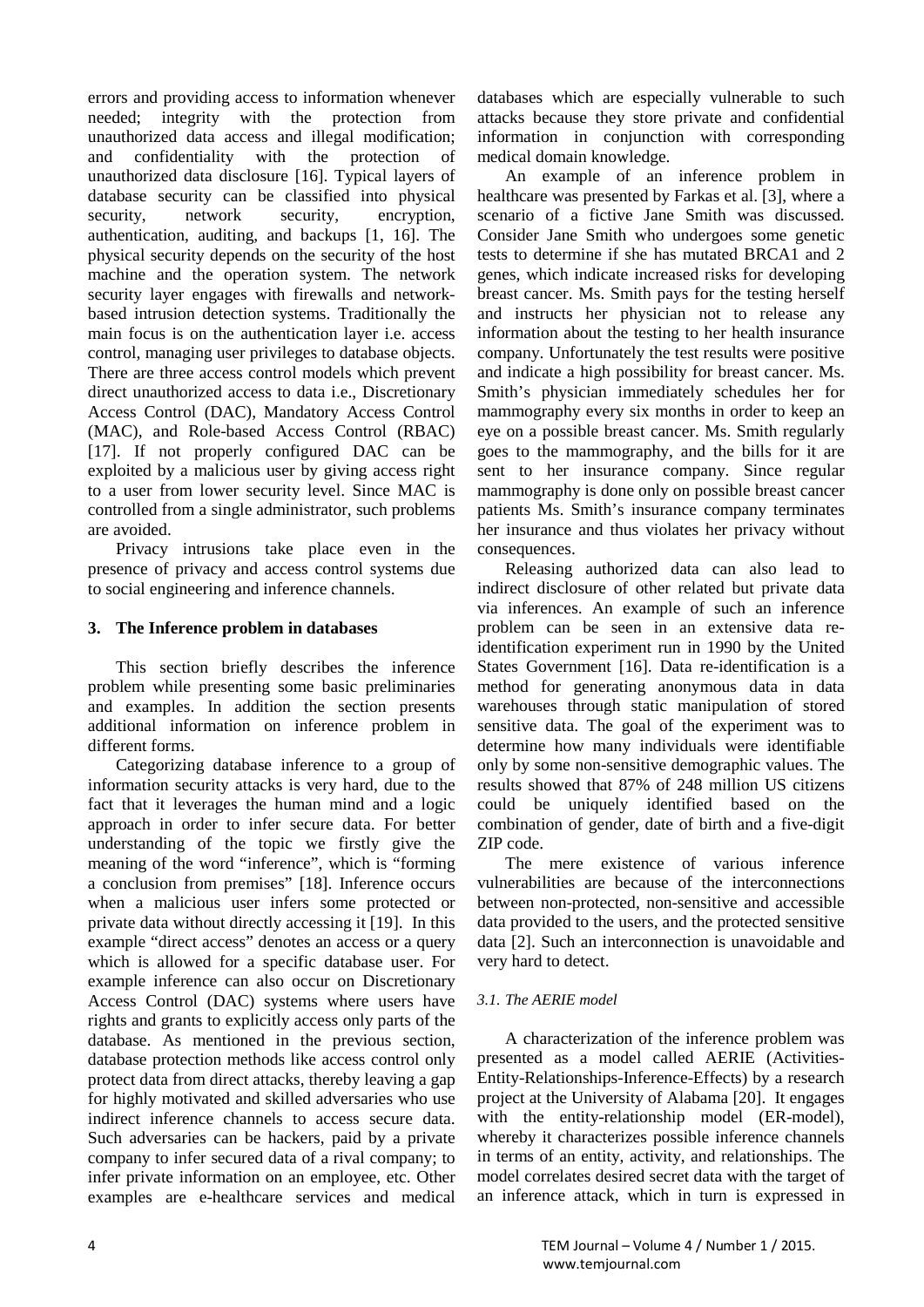errors and providing access to information whenever needed; integrity with the protection from unauthorized data access and illegal modification; and confidentiality with the protection of unauthorized data disclosure [16]. Typical layers of database security can be classified into physical security, network security, encryption, authentication, auditing, and backups [1, 16]. The physical security depends on the security of the host machine and the operation system. The network security layer engages with firewalls and network-based intrusion detection systems. Traditionally the main focus is on the authentication layer i.e. access control, managing user privileges to database objects. There are three access control models which prevent direct unauthorized access to data i.e., Discretionary Access Control (DAC), Mandatory Access Control (MAC), and Role-based Access Control (RBAC) [17]. If not properly configured DAC can be exploited by a malicious user by giving access right to a user from lower security level. Since MAC is controlled from a single administrator, such problems are avoided.

Privacy intrusions take place even in the presence of privacy and access control systems due to social engineering and inference channels.

## 3. The Inference problem in databases

This section briefly describes the inference problem while presenting some basic preliminaries and examples. In addition the section presents additional information on inference problem in different forms.

Categorizing database inference to a group of information security attacks is very hard, due to the fact that it leverages the human mind and a logic approach in order to infer secure data. For better understanding of the topic we firstly give the meaning of the word "inference", which is "forming a conclusion from premises" [18]. Inference occurs when a malicious user infers some protected or private data without directly accessing it [19]. In this example "direct access" denotes an access or a query which is allowed for a specific database user. For example inference can also occur on Discretionary Access Control (DAC) systems where users have rights and grants to explicitly access only parts of the database. As mentioned in the previous section, database protection methods like access control only protect data from direct attacks, thereby leaving a gap for highly motivated and skilled adversaries who use indirect inference channels to access secure data. Such adversaries can be hackers, paid by a private company to infer secured data of a rival company; to infer private information on an employee, etc. Other examples are e-healthcare services and medical databases which are especially vulnerable to such attacks because they store private and confidential information in conjunction with corresponding medical domain knowledge.

An example of an inference problem in healthcare was presented by Farkas et al. [3], where a scenario of a fictive Jane Smith was discussed. Consider Jane Smith who undergoes some genetic tests to determine if she has mutated BRCA1 and 2 genes, which indicate increased risks for developing breast cancer. Ms. Smith pays for the testing herself and instructs her physician not to release any information about the testing to her health insurance company. Unfortunately the test results were positive and indicate a high possibility for breast cancer. Ms. Smith's physician immediately schedules her for mammography every six months in order to keep an eye on a possible breast cancer. Ms. Smith regularly goes to the mammography, and the bills for it are sent to her insurance company. Since regular mammography is done only on possible breast cancer patients Ms. Smith's insurance company terminates her insurance and thus violates her privacy without consequences.

Releasing authorized data can also lead to indirect disclosure of other related but private data via inferences. An example of such an inference problem can be seen in an extensive data re-identification experiment run in 1990 by the United States Government [16]. Data re-identification is a method for generating anonymous data in data warehouses through static manipulation of stored sensitive data. The goal of the experiment was to determine how many individuals were identifiable only by some non-sensitive demographic values. The results showed that 87% of 248 million US citizens could be uniquely identified based on the combination of gender, date of birth and a five-digit ZIP code.

The mere existence of various inference vulnerabilities are because of the interconnections between non-protected, non-sensitive and accessible data provided to the users, and the protected sensitive data [2]. Such an interconnection is unavoidable and very hard to detect.

### *3.1. The AERIE model*

A characterization of the inference problem was presented as a model called AERIE (Activities-Entity-Relationships-Inference-Effects) by a research project at the University of Alabama [20]. It engages with the entity-relationship model (ER-model), whereby it characterizes possible inference channels in terms of an entity, activity, and relationships. The model correlates desired secret data with the target of an inference attack, which in turn is expressed in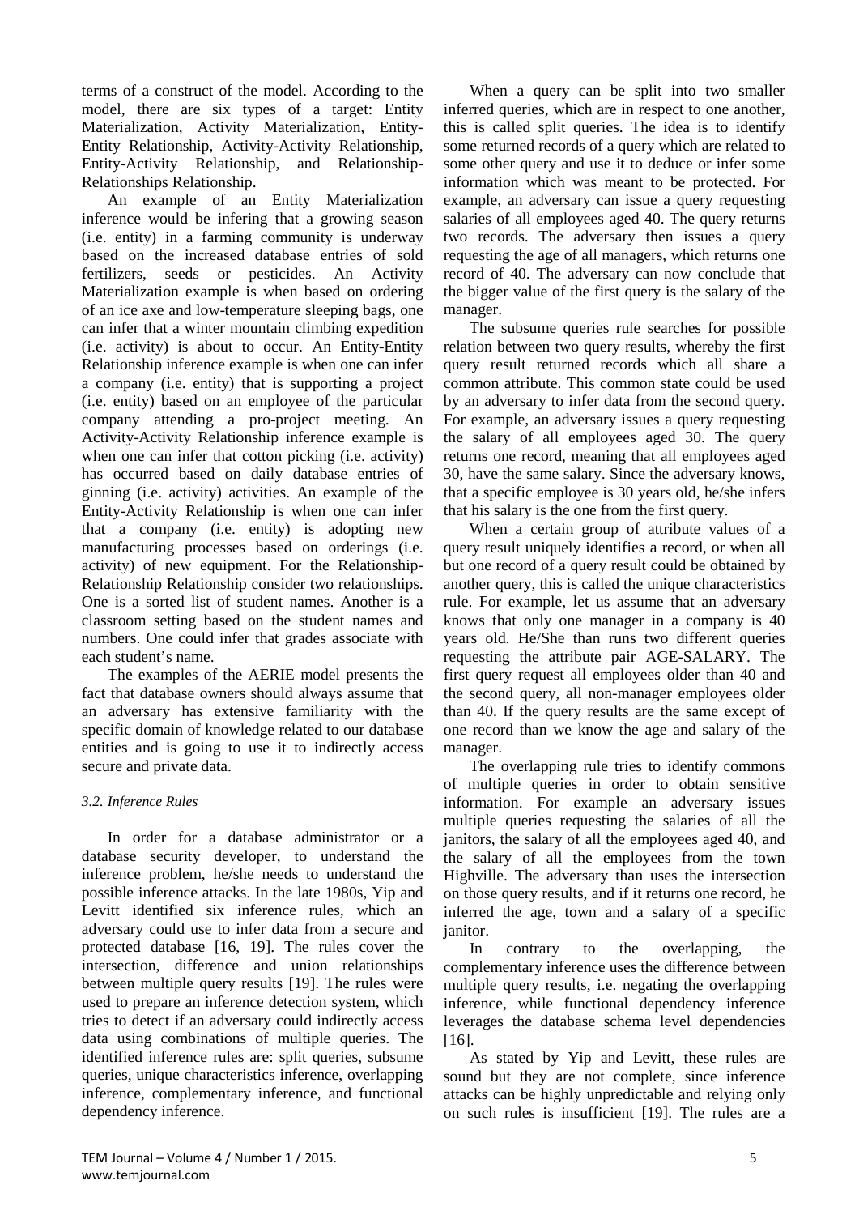terms of a construct of the model. According to the model, there are six types of a target: Entity Materialization, Activity Materialization, Entity-Entity Relationship, Activity-Activity Relationship, Entity-Activity Relationship, and Relationship-Relationships Relationship.

An example of an Entity Materialization inference would be infering that a growing season (i.e. entity) in a farming community is underway based on the increased database entries of sold fertilizers, seeds or pesticides. An Activity Materialization example is when based on ordering of an ice axe and low-temperature sleeping bags, one can infer that a winter mountain climbing expedition (i.e. activity) is about to occur. An Entity-Entity Relationship inference example is when one can infer a company (i.e. entity) that is supporting a project (i.e. entity) based on an employee of the particular company attending a pro-project meeting. An Activity-Activity Relationship inference example is when one can infer that cotton picking (i.e. activity) has occurred based on daily database entries of ginning (i.e. activity) activities. An example of the Entity-Activity Relationship is when one can infer that a company (i.e. entity) is adopting new manufacturing processes based on orderings (i.e. activity) of new equipment. For the Relationship-Relationship Relationship consider two relationships. One is a sorted list of student names. Another is a classroom setting based on the student names and numbers. One could infer that grades associate with each student's name.

The examples of the AERIE model presents the fact that database owners should always assume that an adversary has extensive familiarity with the specific domain of knowledge related to our database entities and is going to use it to indirectly access secure and private data.

### *3.2. Inference Rules*

In order for a database administrator or a database security developer, to understand the inference problem, he/she needs to understand the possible inference attacks. In the late 1980s, Yip and Levitt identified six inference rules, which an adversary could use to infer data from a secure and protected database [16, 19]. The rules cover the intersection, difference and union relationships between multiple query results [19]. The rules were used to prepare an inference detection system, which tries to detect if an adversary could indirectly access data using combinations of multiple queries. The identified inference rules are: split queries, subsume queries, unique characteristics inference, overlapping inference, complementary inference, and functional dependency inference.

When a query can be split into two smaller inferred queries, which are in respect to one another, this is called split queries. The idea is to identify some returned records of a query which are related to some other query and use it to deduce or infer some information which was meant to be protected. For example, an adversary can issue a query requesting salaries of all employees aged 40. The query returns two records. The adversary then issues a query requesting the age of all managers, which returns one record of 40. The adversary can now conclude that the bigger value of the first query is the salary of the manager.

The subsume queries rule searches for possible relation between two query results, whereby the first query result returned records which all share a common attribute. This common state could be used by an adversary to infer data from the second query. For example, an adversary issues a query requesting the salary of all employees aged 30. The query returns one record, meaning that all employees aged 30, have the same salary. Since the adversary knows, that a specific employee is 30 years old, he/she infers that his salary is the one from the first query.

When a certain group of attribute values of a query result uniquely identifies a record, or when all but one record of a query result could be obtained by another query, this is called the unique characteristics rule. For example, let us assume that an adversary knows that only one manager in a company is 40 years old. He/She than runs two different queries requesting the attribute pair AGE-SALARY. The first query request all employees older than 40 and the second query, all non-manager employees older than 40. If the query results are the same except of one record than we know the age and salary of the manager.

The overlapping rule tries to identify commons of multiple queries in order to obtain sensitive information. For example an adversary issues multiple queries requesting the salaries of all the janitors, the salary of all the employees aged 40, and the salary of all the employees from the town Highville. The adversary than uses the intersection on those query results, and if it returns one record, he inferred the age, town and a salary of a specific janitor.

In contrary to the overlapping, the complementary inference uses the difference between multiple query results, i.e. negating the overlapping inference, while functional dependency inference leverages the database schema level dependencies [16].

As stated by Yip and Levitt, these rules are sound but they are not complete, since inference attacks can be highly unpredictable and relying only on such rules is insufficient [19]. The rules are a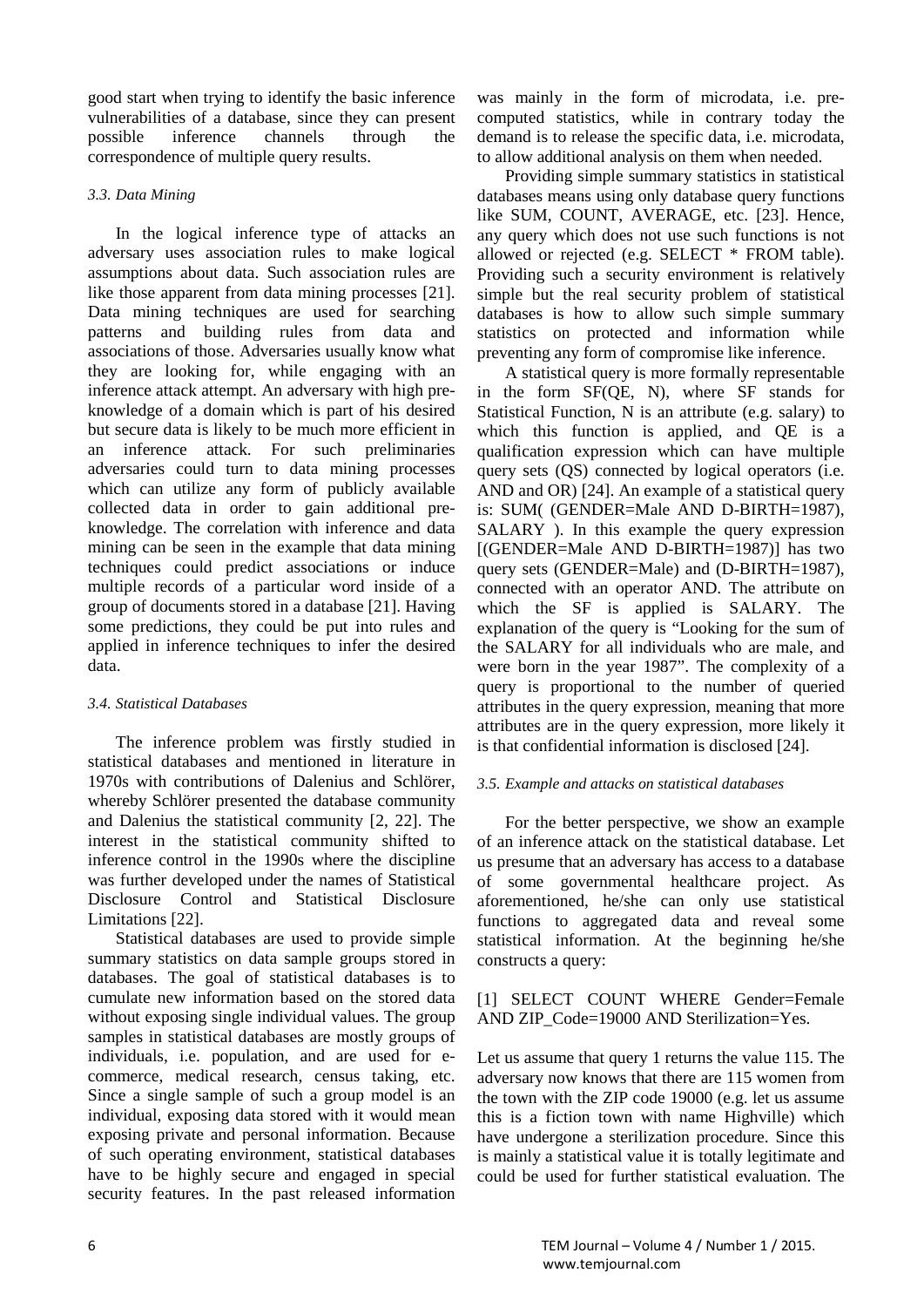good start when trying to identify the basic inference vulnerabilities of a database, since they can present possible inference channels through the correspondence of multiple query results.

### *3.3. Data Mining*

In the logical inference type of attacks an adversary uses association rules to make logical assumptions about data. Such association rules are like those apparent from data mining processes [21]. Data mining techniques are used for searching patterns and building rules from data and associations of those. Adversaries usually know what they are looking for, while engaging with an inference attack attempt. An adversary with high pre-knowledge of a domain which is part of his desired but secure data is likely to be much more efficient in an inference attack. For such preliminaries adversaries could turn to data mining processes which can utilize any form of publicly available collected data in order to gain additional pre-knowledge. The correlation with inference and data mining can be seen in the example that data mining techniques could predict associations or induce multiple records of a particular word inside of a group of documents stored in a database [21]. Having some predictions, they could be put into rules and applied in inference techniques to infer the desired data.

### *3.4. Statistical Databases*

The inference problem was firstly studied in statistical databases and mentioned in literature in 1970s with contributions of Dalenius and Schlörer, whereby Schlörer presented the database community and Dalenius the statistical community [2, 22]. The interest in the statistical community shifted to inference control in the 1990s where the discipline was further developed under the names of Statistical Disclosure Control and Statistical Disclosure Limitations [22].

Statistical databases are used to provide simple summary statistics on data sample groups stored in databases. The goal of statistical databases is to cumulate new information based on the stored data without exposing single individual values. The group samples in statistical databases are mostly groups of individuals, i.e. population, and are used for e-commerce, medical research, census taking, etc. Since a single sample of such a group model is an individual, exposing data stored with it would mean exposing private and personal information. Because of such operating environment, statistical databases have to be highly secure and engaged in special security features. In the past released information was mainly in the form of microdata, i.e. pre-computed statistics, while in contrary today the demand is to release the specific data, i.e. microdata, to allow additional analysis on them when needed.

Providing simple summary statistics in statistical databases means using only database query functions like SUM, COUNT, AVERAGE, etc. [23]. Hence, any query which does not use such functions is not allowed or rejected (e.g. SELECT * FROM table). Providing such a security environment is relatively simple but the real security problem of statistical databases is how to allow such simple summary statistics on protected and information while preventing any form of compromise like inference.

A statistical query is more formally representable in the form SF(QE, N), where SF stands for Statistical Function, N is an attribute (e.g. salary) to which this function is applied, and QE is a qualification expression which can have multiple query sets (QS) connected by logical operators (i.e. AND and OR) [24]. An example of a statistical query is: SUM( (GENDER=Male AND D-BIRTH=1987), SALARY ). In this example the query expression [(GENDER=Male AND D-BIRTH=1987)] has two query sets (GENDER=Male) and (D-BIRTH=1987), connected with an operator AND. The attribute on which the SF is applied is SALARY. The explanation of the query is "Looking for the sum of the SALARY for all individuals who are male, and were born in the year 1987". The complexity of a query is proportional to the number of queried attributes in the query expression, meaning that more attributes are in the query expression, more likely it is that confidential information is disclosed [24].

### *3.5. Example and attacks on statistical databases*

For the better perspective, we show an example of an inference attack on the statistical database. Let us presume that an adversary has access to a database of some governmental healthcare project. As aforementioned, he/she can only use statistical functions to aggregated data and reveal some statistical information. At the beginning he/she constructs a query:

[1] SELECT COUNT WHERE Gender=Female AND ZIP_Code=19000 AND Sterilization=Yes.

Let us assume that query 1 returns the value 115. The adversary now knows that there are 115 women from the town with the ZIP code 19000 (e.g. let us assume this is a fiction town with name Highville) which have undergone a sterilization procedure. Since this is mainly a statistical value it is totally legitimate and could be used for further statistical evaluation. The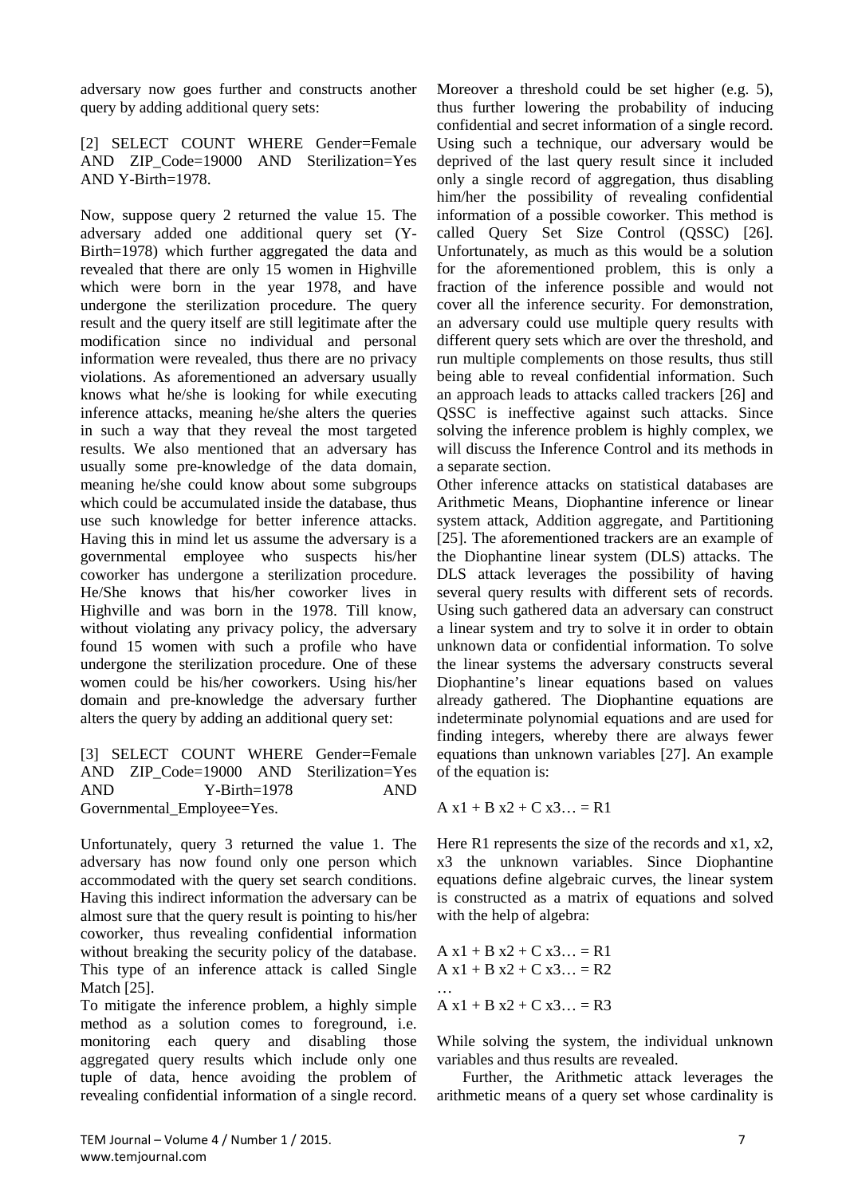adversary now goes further and constructs another query by adding additional query sets:

[2] SELECT COUNT WHERE Gender=Female AND ZIP_Code=19000 AND Sterilization=Yes AND Y-Birth=1978.

Now, suppose query 2 returned the value 15. The adversary added one additional query set (Y-Birth=1978) which further aggregated the data and revealed that there are only 15 women in Highville which were born in the year 1978, and have undergone the sterilization procedure. The query result and the query itself are still legitimate after the modification since no individual and personal information were revealed, thus there are no privacy violations. As aforementioned an adversary usually knows what he/she is looking for while executing inference attacks, meaning he/she alters the queries in such a way that they reveal the most targeted results. We also mentioned that an adversary has usually some pre-knowledge of the data domain, meaning he/she could know about some subgroups which could be accumulated inside the database, thus use such knowledge for better inference attacks. Having this in mind let us assume the adversary is a governmental employee who suspects his/her coworker has undergone a sterilization procedure. He/She knows that his/her coworker lives in Highville and was born in the 1978. Till know, without violating any privacy policy, the adversary found 15 women with such a profile who have undergone the sterilization procedure. One of these women could be his/her coworkers. Using his/her domain and pre-knowledge the adversary further alters the query by adding an additional query set:

[3] SELECT COUNT WHERE Gender=Female AND ZIP_Code=19000 AND Sterilization=Yes AND Y-Birth=1978 AND Governmental_Employee=Yes.

Unfortunately, query 3 returned the value 1. The adversary has now found only one person which accommodated with the query set search conditions. Having this indirect information the adversary can be almost sure that the query result is pointing to his/her coworker, thus revealing confidential information without breaking the security policy of the database. This type of an inference attack is called Single Match [25].

To mitigate the inference problem, a highly simple method as a solution comes to foreground, i.e. monitoring each query and disabling those aggregated query results which include only one tuple of data, hence avoiding the problem of revealing confidential information of a single record. Moreover a threshold could be set higher (e.g. 5), thus further lowering the probability of inducing confidential and secret information of a single record. Using such a technique, our adversary would be deprived of the last query result since it included only a single record of aggregation, thus disabling him/her the possibility of revealing confidential information of a possible coworker. This method is called Query Set Size Control (QSSC) [26]. Unfortunately, as much as this would be a solution for the aforementioned problem, this is only a fraction of the inference possible and would not cover all the inference security. For demonstration, an adversary could use multiple query results with different query sets which are over the threshold, and run multiple complements on those results, thus still being able to reveal confidential information. Such an approach leads to attacks called trackers [26] and QSSC is ineffective against such attacks. Since solving the inference problem is highly complex, we will discuss the Inference Control and its methods in a separate section.

Other inference attacks on statistical databases are Arithmetic Means, Diophantine inference or linear system attack, Addition aggregate, and Partitioning [25]. The aforementioned trackers are an example of the Diophantine linear system (DLS) attacks. The DLS attack leverages the possibility of having several query results with different sets of records. Using such gathered data an adversary can construct a linear system and try to solve it in order to obtain unknown data or confidential information. To solve the linear systems the adversary constructs several Diophantine's linear equations based on values already gathered. The Diophantine equations are indeterminate polynomial equations and are used for finding integers, whereby there are always fewer equations than unknown variables [27]. An example of the equation is:

$$A\,x1 + B\,x2 + C\,x3\ldots = R1$$

Here R1 represents the size of the records and x1, x2, x3 the unknown variables. Since Diophantine equations define algebraic curves, the linear system is constructed as a matrix of equations and solved with the help of algebra:

$$A\,x1 + B\,x2 + C\,x3\ldots = R1$$
$$A\,x1 + B\,x2 + C\,x3\ldots = R2$$
$$\ldots$$
$$A\,x1 + B\,x2 + C\,x3\ldots = R3$$

While solving the system, the individual unknown variables and thus results are revealed.

Further, the Arithmetic attack leverages the arithmetic means of a query set whose cardinality is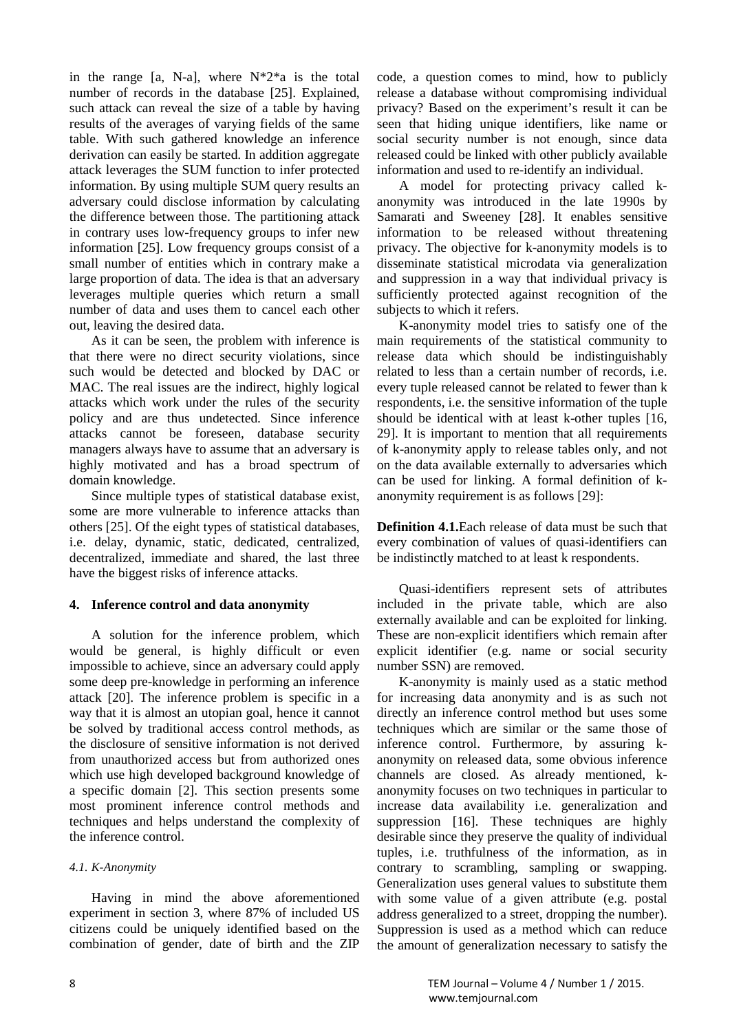in the range [a, N-a], where N*2*a is the total number of records in the database [25]. Explained, such attack can reveal the size of a table by having results of the averages of varying fields of the same table. With such gathered knowledge an inference derivation can easily be started. In addition aggregate attack leverages the SUM function to infer protected information. By using multiple SUM query results an adversary could disclose information by calculating the difference between those. The partitioning attack in contrary uses low-frequency groups to infer new information [25]. Low frequency groups consist of a small number of entities which in contrary make a large proportion of data. The idea is that an adversary leverages multiple queries which return a small number of data and uses them to cancel each other out, leaving the desired data.

As it can be seen, the problem with inference is that there were no direct security violations, since such would be detected and blocked by DAC or MAC. The real issues are the indirect, highly logical attacks which work under the rules of the security policy and are thus undetected. Since inference attacks cannot be foreseen, database security managers always have to assume that an adversary is highly motivated and has a broad spectrum of domain knowledge.

Since multiple types of statistical database exist, some are more vulnerable to inference attacks than others [25]. Of the eight types of statistical databases, i.e. delay, dynamic, static, dedicated, centralized, decentralized, immediate and shared, the last three have the biggest risks of inference attacks.

## 4. Inference control and data anonymity

A solution for the inference problem, which would be general, is highly difficult or even impossible to achieve, since an adversary could apply some deep pre-knowledge in performing an inference attack [20]. The inference problem is specific in a way that it is almost an utopian goal, hence it cannot be solved by traditional access control methods, as the disclosure of sensitive information is not derived from unauthorized access but from authorized ones which use high developed background knowledge of a specific domain [2]. This section presents some most prominent inference control methods and techniques and helps understand the complexity of the inference control.

### *4.1. K-Anonymity*

Having in mind the above aforementioned experiment in section 3, where 87% of included US citizens could be uniquely identified based on the combination of gender, date of birth and the ZIP code, a question comes to mind, how to publicly release a database without compromising individual privacy? Based on the experiment's result it can be seen that hiding unique identifiers, like name or social security number is not enough, since data released could be linked with other publicly available information and used to re-identify an individual.

A model for protecting privacy called k-anonymity was introduced in the late 1990s by Samarati and Sweeney [28]. It enables sensitive information to be released without threatening privacy. The objective for k-anonymity models is to disseminate statistical microdata via generalization and suppression in a way that individual privacy is sufficiently protected against recognition of the subjects to which it refers.

K-anonymity model tries to satisfy one of the main requirements of the statistical community to release data which should be indistinguishably related to less than a certain number of records, i.e. every tuple released cannot be related to fewer than k respondents, i.e. the sensitive information of the tuple should be identical with at least k-other tuples [16, 29]. It is important to mention that all requirements of k-anonymity apply to release tables only, and not on the data available externally to adversaries which can be used for linking. A formal definition of k-anonymity requirement is as follows [29]:

**Definition 4.1.**Each release of data must be such that every combination of values of quasi-identifiers can be indistinctly matched to at least k respondents.

Quasi-identifiers represent sets of attributes included in the private table, which are also externally available and can be exploited for linking. These are non-explicit identifiers which remain after explicit identifier (e.g. name or social security number SSN) are removed.

K-anonymity is mainly used as a static method for increasing data anonymity and is as such not directly an inference control method but uses some techniques which are similar or the same those of inference control. Furthermore, by assuring k-anonymity on released data, some obvious inference channels are closed. As already mentioned, k-anonymity focuses on two techniques in particular to increase data availability i.e. generalization and suppression [16]. These techniques are highly desirable since they preserve the quality of individual tuples, i.e. truthfulness of the information, as in contrary to scrambling, sampling or swapping. Generalization uses general values to substitute them with some value of a given attribute (e.g. postal address generalized to a street, dropping the number). Suppression is used as a method which can reduce the amount of generalization necessary to satisfy the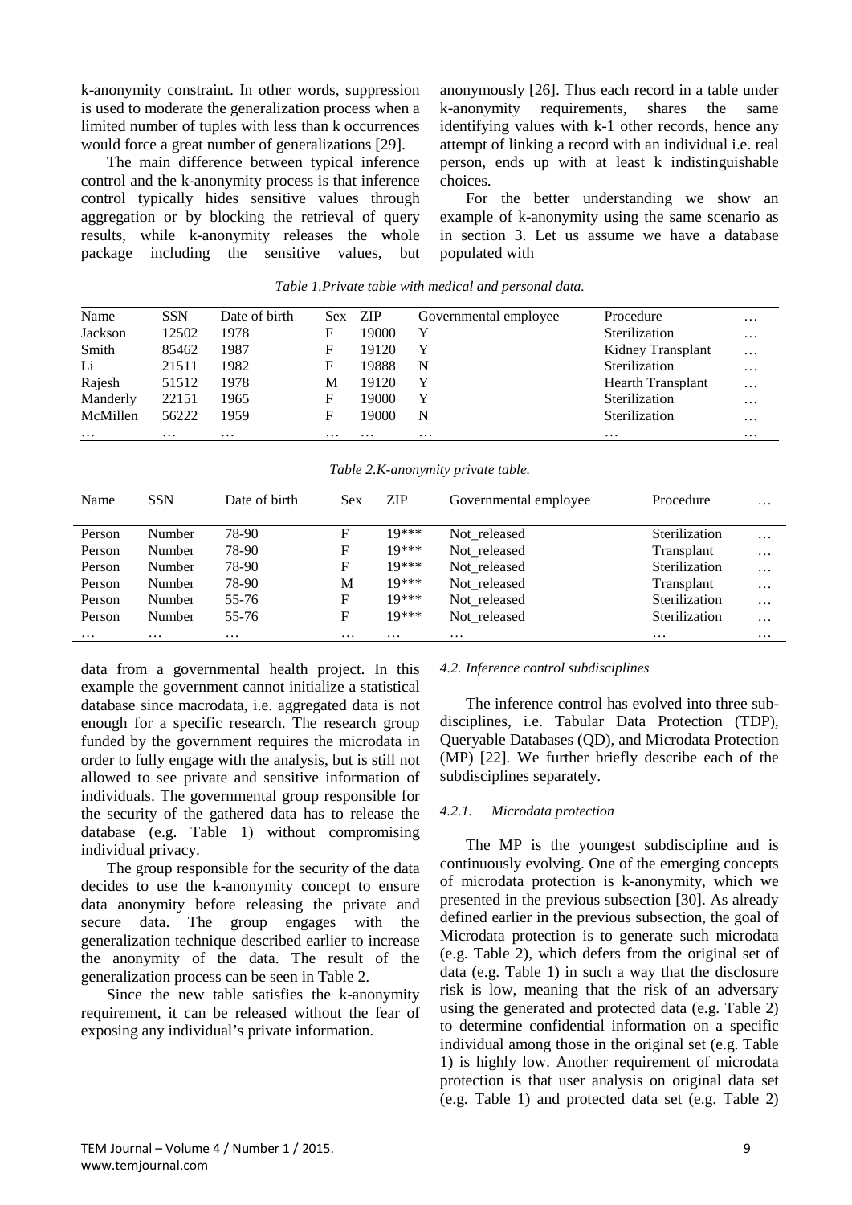k-anonymity constraint. In other words, suppression is used to moderate the generalization process when a limited number of tuples with less than k occurrences would force a great number of generalizations [29].

The main difference between typical inference control and the k-anonymity process is that inference control typically hides sensitive values through aggregation or by blocking the retrieval of query results, while k-anonymity releases the whole package including the sensitive values, but anonymously [26]. Thus each record in a table under k-anonymity requirements, shares the same identifying values with k-1 other records, hence any attempt of linking a record with an individual i.e. real person, ends up with at least k indistinguishable choices.

For the better understanding we show an example of k-anonymity using the same scenario as in section 3. Let us assume we have a database populated with data from a governmental health project. In this example the government cannot initialize a statistical database since macrodata, i.e. aggregated data is not enough for a specific research. The research group funded by the government requires the microdata in order to fully engage with the analysis, but is still not allowed to see private and sensitive information of individuals. The governmental group responsible for the security of the gathered data has to release the database (e.g. Table 1) without compromising individual privacy.

*Table 1.Private table with medical and personal data.*

| Name | SSN | Date of birth | Sex | ZIP | Governmental employee | Procedure | … |
|---|---|---|---|---|---|---|---|
| Jackson | 12502 | 1978 | F | 19000 | Y | Sterilization | … |
| Smith | 85462 | 1987 | F | 19120 | Y | Kidney Transplant | … |
| Li | 21511 | 1982 | F | 19888 | N | Sterilization | … |
| Rajesh | 51512 | 1978 | M | 19120 | Y | Hearth Transplant | … |
| Manderly | 22151 | 1965 | F | 19000 | Y | Sterilization | … |
| McMillen | 56222 | 1959 | F | 19000 | N | Sterilization | … |
| … | … | … | … | … | … | … | … |

*Table 2.K-anonymity private table.*

| Name | SSN | Date of birth | Sex | ZIP | Governmental employee | Procedure | … |
|---|---|---|---|---|---|---|---|
| Person | Number | 78-90 | F | 19*** | Not_released | Sterilization | … |
| Person | Number | 78-90 | F | 19*** | Not_released | Transplant | … |
| Person | Number | 78-90 | F | 19*** | Not_released | Sterilization | … |
| Person | Number | 78-90 | M | 19*** | Not_released | Transplant | … |
| Person | Number | 55-76 | F | 19*** | Not_released | Sterilization | … |
| Person | Number | 55-76 | F | 19*** | Not_released | Sterilization | … |
| … | … | … | … | … | … | … | … |

The group responsible for the security of the data decides to use the k-anonymity concept to ensure data anonymity before releasing the private and secure data. The group engages with the generalization technique described earlier to increase the anonymity of the data. The result of the generalization process can be seen in Table 2.

Since the new table satisfies the k-anonymity requirement, it can be released without the fear of exposing any individual's private information.

#### *4.2. Inference control subdisciplines*

The inference control has evolved into three sub-disciplines, i.e. Tabular Data Protection (TDP), Queryable Databases (QD), and Microdata Protection (MP) [22]. We further briefly describe each of the subdisciplines separately.

##### *4.2.1. Microdata protection*

The MP is the youngest subdiscipline and is continuously evolving. One of the emerging concepts of microdata protection is k-anonymity, which we presented in the previous subsection [30]. As already defined earlier in the previous subsection, the goal of Microdata protection is to generate such microdata (e.g. Table 2), which defers from the original set of data (e.g. Table 1) in such a way that the disclosure risk is low, meaning that the risk of an adversary using the generated and protected data (e.g. Table 2) to determine confidential information on a specific individual among those in the original set (e.g. Table 1) is highly low. Another requirement of microdata protection is that user analysis on original data set (e.g. Table 1) and protected data set (e.g. Table 2)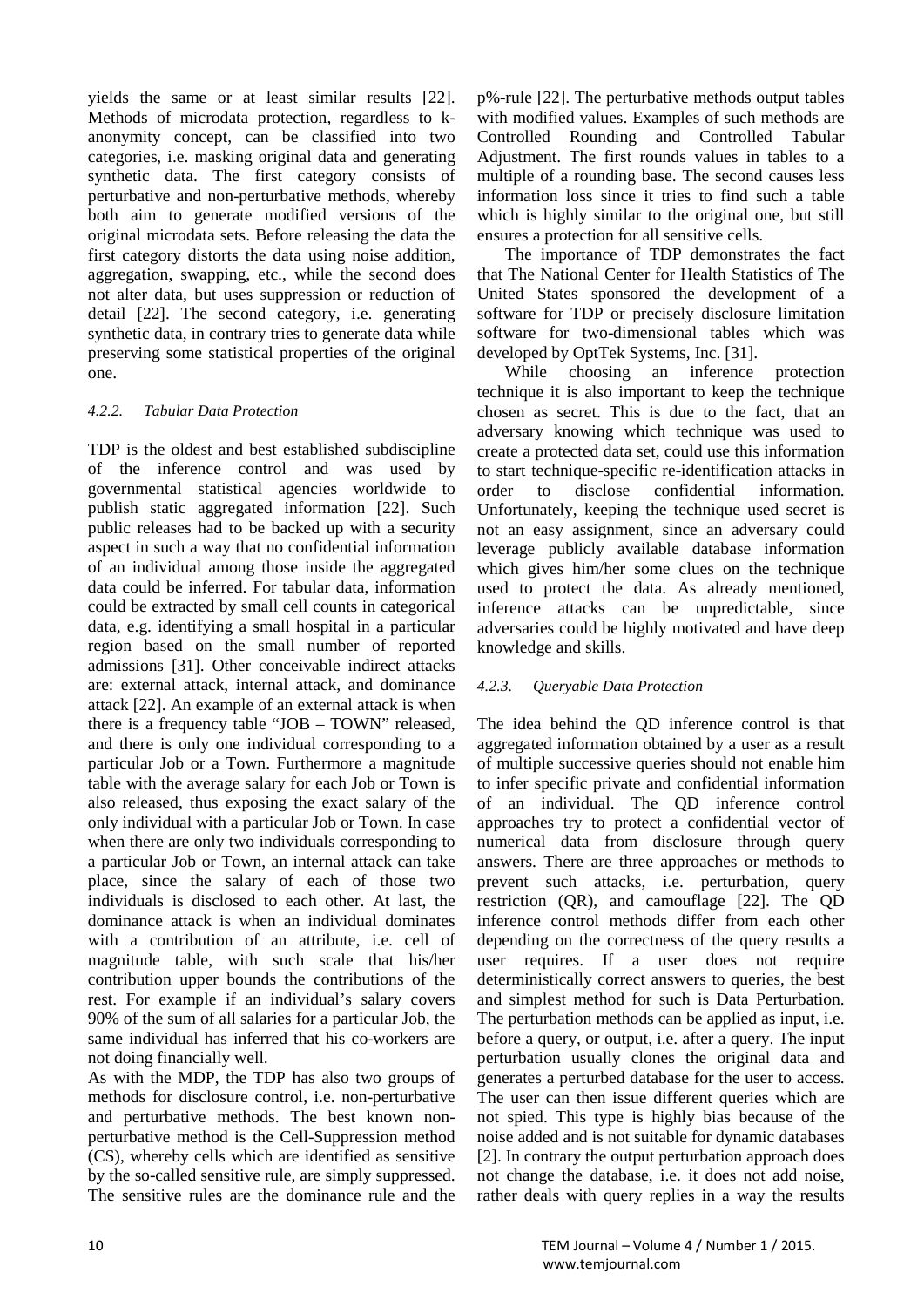yields the same or at least similar results [22]. Methods of microdata protection, regardless to k-anonymity concept, can be classified into two categories, i.e. masking original data and generating synthetic data. The first category consists of perturbative and non-perturbative methods, whereby both aim to generate modified versions of the original microdata sets. Before releasing the data the first category distorts the data using noise addition, aggregation, swapping, etc., while the second does not alter data, but uses suppression or reduction of detail [22]. The second category, i.e. generating synthetic data, in contrary tries to generate data while preserving some statistical properties of the original one.

#### *4.2.2. Tabular Data Protection*

TDP is the oldest and best established subdiscipline of the inference control and was used by governmental statistical agencies worldwide to publish static aggregated information [22]. Such public releases had to be backed up with a security aspect in such a way that no confidential information of an individual among those inside the aggregated data could be inferred. For tabular data, information could be extracted by small cell counts in categorical data, e.g. identifying a small hospital in a particular region based on the small number of reported admissions [31]. Other conceivable indirect attacks are: external attack, internal attack, and dominance attack [22]. An example of an external attack is when there is a frequency table "JOB – TOWN" released, and there is only one individual corresponding to a particular Job or a Town. Furthermore a magnitude table with the average salary for each Job or Town is also released, thus exposing the exact salary of the only individual with a particular Job or Town. In case when there are only two individuals corresponding to a particular Job or Town, an internal attack can take place, since the salary of each of those two individuals is disclosed to each other. At last, the dominance attack is when an individual dominates with a contribution of an attribute, i.e. cell of magnitude table, with such scale that his/her contribution upper bounds the contributions of the rest. For example if an individual's salary covers 90% of the sum of all salaries for a particular Job, the same individual has inferred that his co-workers are not doing financially well.

As with the MDP, the TDP has also two groups of methods for disclosure control, i.e. non-perturbative and perturbative methods. The best known non-perturbative method is the Cell-Suppression method (CS), whereby cells which are identified as sensitive by the so-called sensitive rule, are simply suppressed. The sensitive rules are the dominance rule and the p%-rule [22]. The perturbative methods output tables with modified values. Examples of such methods are Controlled Rounding and Controlled Tabular Adjustment. The first rounds values in tables to a multiple of a rounding base. The second causes less information loss since it tries to find such a table which is highly similar to the original one, but still ensures a protection for all sensitive cells.

The importance of TDP demonstrates the fact that The National Center for Health Statistics of The United States sponsored the development of a software for TDP or precisely disclosure limitation software for two-dimensional tables which was developed by OptTek Systems, Inc. [31].

While choosing an inference protection technique it is also important to keep the technique chosen as secret. This is due to the fact, that an adversary knowing which technique was used to create a protected data set, could use this information to start technique-specific re-identification attacks in order to disclose confidential information. Unfortunately, keeping the technique used secret is not an easy assignment, since an adversary could leverage publicly available database information which gives him/her some clues on the technique used to protect the data. As already mentioned, inference attacks can be unpredictable, since adversaries could be highly motivated and have deep knowledge and skills.

#### *4.2.3. Queryable Data Protection*

The idea behind the QD inference control is that aggregated information obtained by a user as a result of multiple successive queries should not enable him to infer specific private and confidential information of an individual. The QD inference control approaches try to protect a confidential vector of numerical data from disclosure through query answers. There are three approaches or methods to prevent such attacks, i.e. perturbation, query restriction (QR), and camouflage [22]. The QD inference control methods differ from each other depending on the correctness of the query results a user requires. If a user does not require deterministically correct answers to queries, the best and simplest method for such is Data Perturbation. The perturbation methods can be applied as input, i.e. before a query, or output, i.e. after a query. The input perturbation usually clones the original data and generates a perturbed database for the user to access. The user can then issue different queries which are not spied. This type is highly bias because of the noise added and is not suitable for dynamic databases [2]. In contrary the output perturbation approach does not change the database, i.e. it does not add noise, rather deals with query replies in a way the results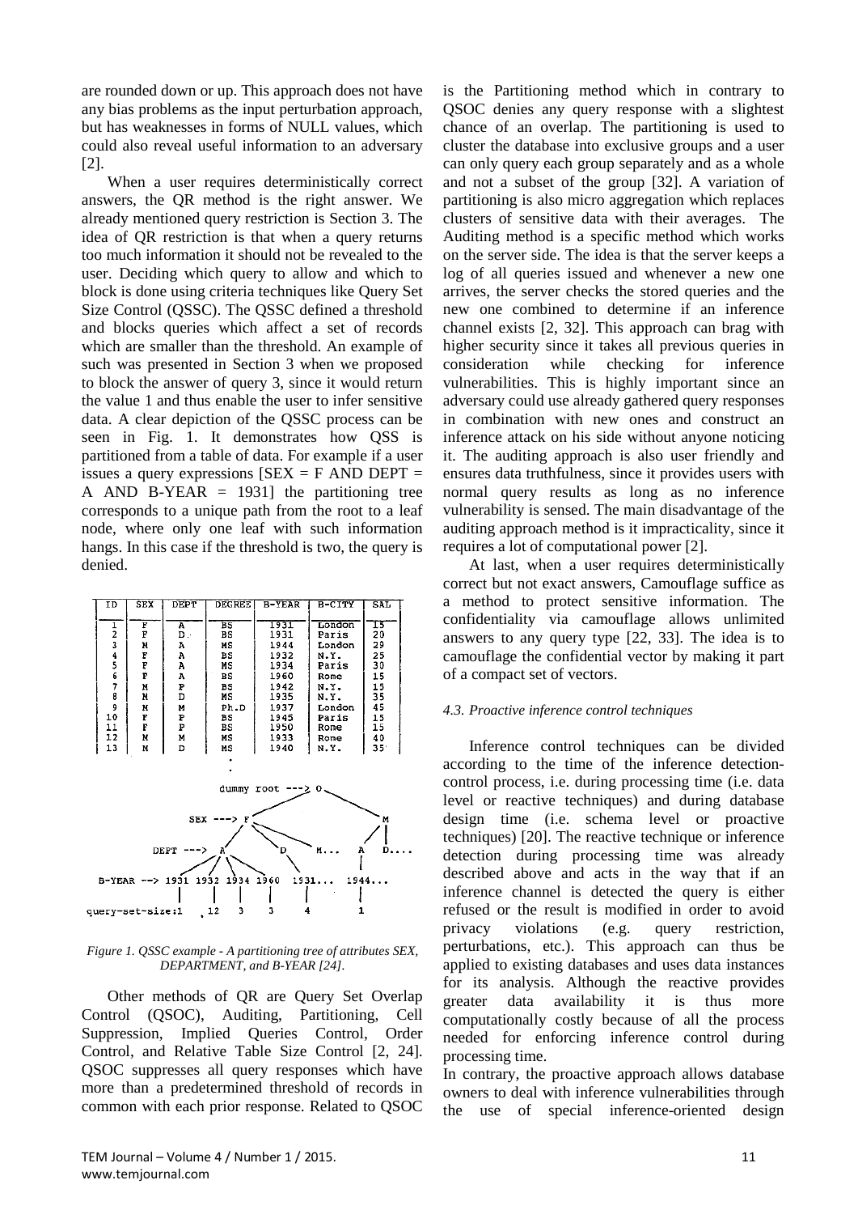are rounded down or up. This approach does not have any bias problems as the input perturbation approach, but has weaknesses in forms of NULL values, which could also reveal useful information to an adversary [2].

When a user requires deterministically correct answers, the QR method is the right answer. We already mentioned query restriction is Section 3. The idea of QR restriction is that when a query returns too much information it should not be revealed to the user. Deciding which query to allow and which to block is done using criteria techniques like Query Set Size Control (QSSC). The QSSC defined a threshold and blocks queries which affect a set of records which are smaller than the threshold. An example of such was presented in Section 3 when we proposed to block the answer of query 3, since it would return the value 1 and thus enable the user to infer sensitive data. A clear depiction of the QSSC process can be seen in Fig. 1. It demonstrates how QSS is partitioned from a table of data. For example if a user issues a query expressions [SEX = F AND DEPT = A AND B-YEAR = 1931] the partitioning tree corresponds to a unique path from the root to a leaf node, where only one leaf with such information hangs. In this case if the threshold is two, the query is denied.

| ID | SEX | DEPT | DEGREE | B-YEAR | B-CITY | SAL |
|---|---|---|---|---|---|---|
| 1 | F | A | BS | 1931 | London | 15 |
| 2 | F | D | BS | 1931 | Paris | 20 |
| 3 | M | A | MS | 1944 | London | 29 |
| 4 | F | A | BS | 1932 | N.Y. | 25 |
| 5 | F | A | MS | 1934 | Paris | 30 |
| 6 | F | A | BS | 1960 | Rome | 15 |
| 7 | M | P | BS | 1942 | N.Y. | 15 |
| 8 | M | D | MS | 1935 | N.Y. | 35 |
| 9 | M | M | Ph.D | 1937 | London | 45 |
| 10 | F | P | BS | 1945 | Paris | 15 |
| 11 | F | P | BS | 1950 | Rome | 15 |
| 12 | M | M | MS | 1933 | Rome | 40 |
| 13 | M | D | MS | 1940 | N.Y. | 35 |

```
                    dummy root ---> o
                                  /   \
            SEX ---> F                  M
                   /  \    \          / |
     DEPT ---> A        D    M...    A   D....
             / | \ \     \           |
B-YEAR --> 1931 1932 1934 1960  1931...  1944...
            |    |    |    |     |        |
query-set-size:1  12   3    3     4        1
```

*Figure 1. QSSC example - A partitioning tree of attributes SEX, DEPARTMENT, and B-YEAR [24].*

Other methods of QR are Query Set Overlap Control (QSOC), Auditing, Partitioning, Cell Suppression, Implied Queries Control, Order Control, and Relative Table Size Control [2, 24]. QSOC suppresses all query responses which have more than a predetermined threshold of records in common with each prior response. Related to QSOC is the Partitioning method which in contrary to QSOC denies any query response with a slightest chance of an overlap. The partitioning is used to cluster the database into exclusive groups and a user can only query each group separately and as a whole and not a subset of the group [32]. A variation of partitioning is also micro aggregation which replaces clusters of sensitive data with their averages. The Auditing method is a specific method which works on the server side. The idea is that the server keeps a log of all queries issued and whenever a new one arrives, the server checks the stored queries and the new one combined to determine if an inference channel exists [2, 32]. This approach can brag with higher security since it takes all previous queries in consideration while checking for inference vulnerabilities. This is highly important since an adversary could use already gathered query responses in combination with new ones and construct an inference attack on his side without anyone noticing it. The auditing approach is also user friendly and ensures data truthfulness, since it provides users with normal query results as long as no inference vulnerability is sensed. The main disadvantage of the auditing approach method is it impracticality, since it requires a lot of computational power [2].

At last, when a user requires deterministically correct but not exact answers, Camouflage suffice as a method to protect sensitive information. The confidentiality via camouflage allows unlimited answers to any query type [22, 33]. The idea is to camouflage the confidential vector by making it part of a compact set of vectors.

#### *4.3. Proactive inference control techniques*

Inference control techniques can be divided according to the time of the inference detection-control process, i.e. during processing time (i.e. data level or reactive techniques) and during database design time (i.e. schema level or proactive techniques) [20]. The reactive technique or inference detection during processing time was already described above and acts in the way that if an inference channel is detected the query is either refused or the result is modified in order to avoid privacy violations (e.g. query restriction, perturbations, etc.). This approach can thus be applied to existing databases and uses data instances for its analysis. Although the reactive provides greater data availability it is thus more computationally costly because of all the process needed for enforcing inference control during processing time.

In contrary, the proactive approach allows database owners to deal with inference vulnerabilities through the use of special inference-oriented design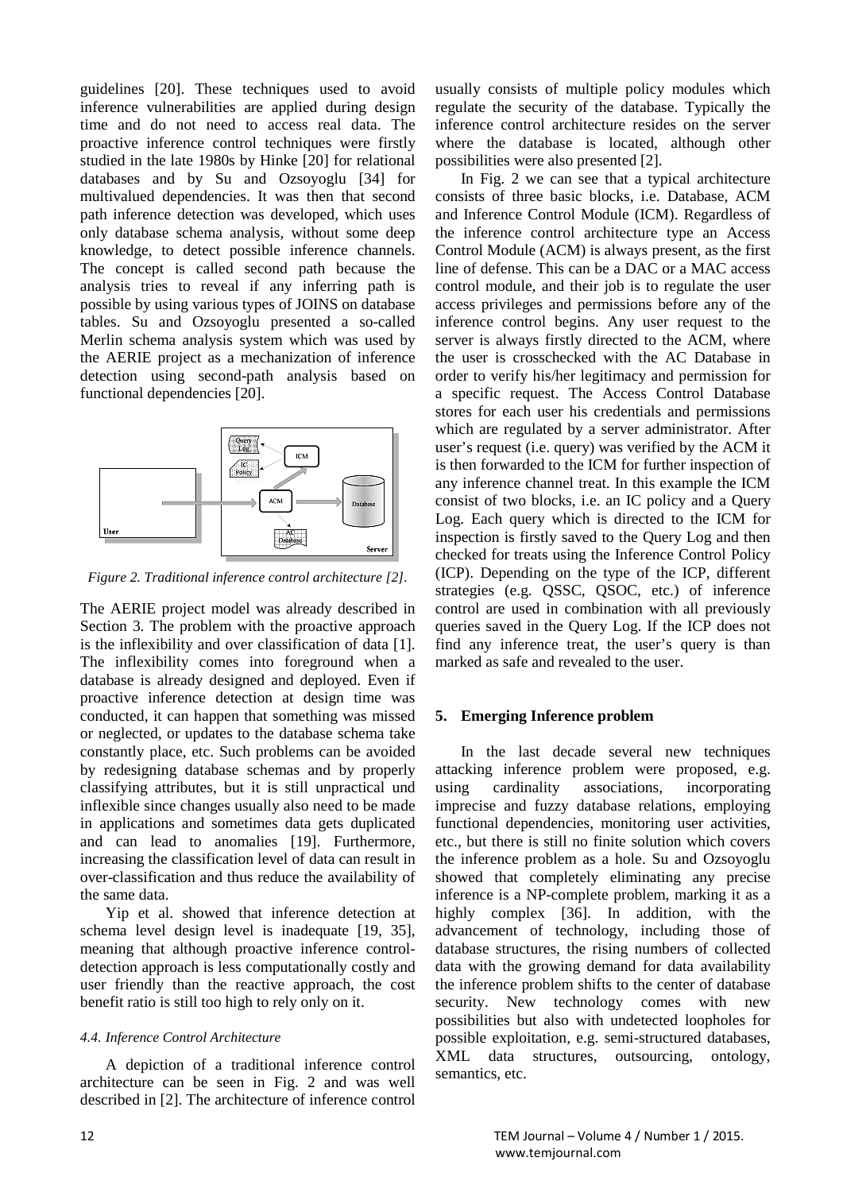guidelines [20]. These techniques used to avoid inference vulnerabilities are applied during design time and do not need to access real data. The proactive inference control techniques were firstly studied in the late 1980s by Hinke [20] for relational databases and by Su and Ozsoyoglu [34] for multivalued dependencies. It was then that second path inference detection was developed, which uses only database schema analysis, without some deep knowledge, to detect possible inference channels. The concept is called second path because the analysis tries to reveal if any inferring path is possible by using various types of JOINS on database tables. Su and Ozsoyoglu presented a so-called Merlin schema analysis system which was used by the AERIE project as a mechanization of inference detection using second-path analysis based on functional dependencies [20].

*Figure 2. Traditional inference control architecture [2].*

The AERIE project model was already described in Section 3. The problem with the proactive approach is the inflexibility and over classification of data [1]. The inflexibility comes into foreground when a database is already designed and deployed. Even if proactive inference detection at design time was conducted, it can happen that something was missed or neglected, or updates to the database schema take constantly place, etc. Such problems can be avoided by redesigning database schemas and by properly classifying attributes, but it is still unpractical und inflexible since changes usually also need to be made in applications and sometimes data gets duplicated and can lead to anomalies [19]. Furthermore, increasing the classification level of data can result in over-classification and thus reduce the availability of the same data.

Yip et al. showed that inference detection at schema level design level is inadequate [19, 35], meaning that although proactive inference control-detection approach is less computationally costly and user friendly than the reactive approach, the cost benefit ratio is still too high to rely only on it.

### *4.4. Inference Control Architecture*

A depiction of a traditional inference control architecture can be seen in Fig. 2 and was well described in [2]. The architecture of inference control usually consists of multiple policy modules which regulate the security of the database. Typically the inference control architecture resides on the server where the database is located, although other possibilities were also presented [2].

In Fig. 2 we can see that a typical architecture consists of three basic blocks, i.e. Database, ACM and Inference Control Module (ICM). Regardless of the inference control architecture type an Access Control Module (ACM) is always present, as the first line of defense. This can be a DAC or a MAC access control module, and their job is to regulate the user access privileges and permissions before any of the inference control begins. Any user request to the server is always firstly directed to the ACM, where the user is crosschecked with the AC Database in order to verify his/her legitimacy and permission for a specific request. The Access Control Database stores for each user his credentials and permissions which are regulated by a server administrator. After user's request (i.e. query) was verified by the ACM it is then forwarded to the ICM for further inspection of any inference channel treat. In this example the ICM consist of two blocks, i.e. an IC policy and a Query Log. Each query which is directed to the ICM for inspection is firstly saved to the Query Log and then checked for treats using the Inference Control Policy (ICP). Depending on the type of the ICP, different strategies (e.g. QSSC, QSOC, etc.) of inference control are used in combination with all previously queries saved in the Query Log. If the ICP does not find any inference treat, the user's query is than marked as safe and revealed to the user.

## 5. Emerging Inference problem

In the last decade several new techniques attacking inference problem were proposed, e.g. using cardinality associations, incorporating imprecise and fuzzy database relations, employing functional dependencies, monitoring user activities, etc., but there is still no finite solution which covers the inference problem as a hole. Su and Ozsoyoglu showed that completely eliminating any precise inference is a NP-complete problem, marking it as a highly complex [36]. In addition, with the advancement of technology, including those of database structures, the rising numbers of collected data with the growing demand for data availability the inference problem shifts to the center of database security. New technology comes with new possibilities but also with undetected loopholes for possible exploitation, e.g. semi-structured databases, XML data structures, outsourcing, ontology, semantics, etc.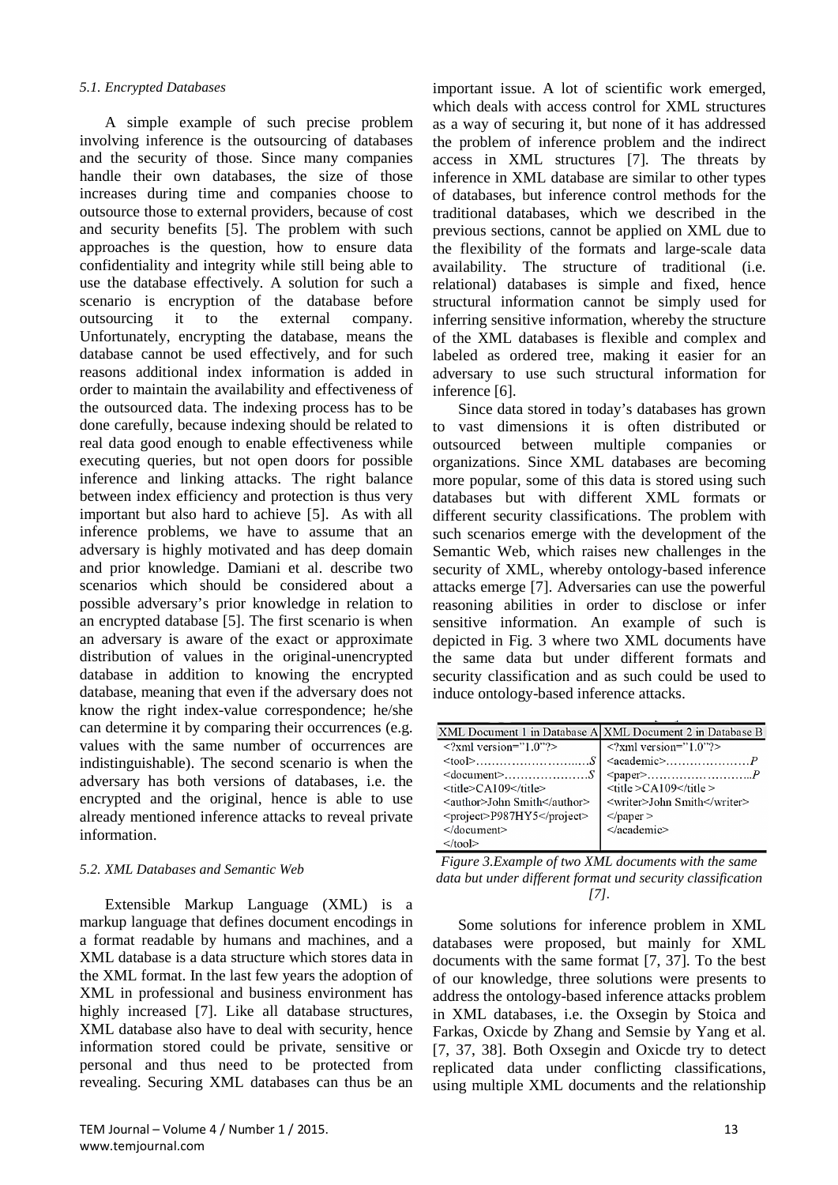### *5.1. Encrypted Databases*

A simple example of such precise problem involving inference is the outsourcing of databases and the security of those. Since many companies handle their own databases, the size of those increases during time and companies choose to outsource those to external providers, because of cost and security benefits [5]. The problem with such approaches is the question, how to ensure data confidentiality and integrity while still being able to use the database effectively. A solution for such a scenario is encryption of the database before outsourcing it to the external company. Unfortunately, encrypting the database, means the database cannot be used effectively, and for such reasons additional index information is added in order to maintain the availability and effectiveness of the outsourced data. The indexing process has to be done carefully, because indexing should be related to real data good enough to enable effectiveness while executing queries, but not open doors for possible inference and linking attacks. The right balance between index efficiency and protection is thus very important but also hard to achieve [5]. As with all inference problems, we have to assume that an adversary is highly motivated and has deep domain and prior knowledge. Damiani et al. describe two scenarios which should be considered about a possible adversary's prior knowledge in relation to an encrypted database [5]. The first scenario is when an adversary is aware of the exact or approximate distribution of values in the original-unencrypted database in addition to knowing the encrypted database, meaning that even if the adversary does not know the right index-value correspondence; he/she can determine it by comparing their occurrences (e.g. values with the same number of occurrences are indistinguishable). The second scenario is when the adversary has both versions of databases, i.e. the encrypted and the original, hence is able to use already mentioned inference attacks to reveal private information.

### *5.2. XML Databases and Semantic Web*

Extensible Markup Language (XML) is a markup language that defines document encodings in a format readable by humans and machines, and a XML database is a data structure which stores data in the XML format. In the last few years the adoption of XML in professional and business environment has highly increased [7]. Like all database structures, XML database also have to deal with security, hence information stored could be private, sensitive or personal and thus need to be protected from revealing. Securing XML databases can thus be an important issue. A lot of scientific work emerged, which deals with access control for XML structures as a way of securing it, but none of it has addressed the problem of inference problem and the indirect access in XML structures [7]. The threats by inference in XML database are similar to other types of databases, but inference control methods for the traditional databases, which we described in the previous sections, cannot be applied on XML due to the flexibility of the formats and large-scale data availability. The structure of traditional (i.e. relational) databases is simple and fixed, hence structural information cannot be simply used for inferring sensitive information, whereby the structure of the XML databases is flexible and complex and labeled as ordered tree, making it easier for an adversary to use such structural information for inference [6].

Since data stored in today's databases has grown to vast dimensions it is often distributed or outsourced between multiple companies or organizations. Since XML databases are becoming more popular, some of this data is stored using such databases but with different XML formats or different security classifications. The problem with such scenarios emerge with the development of the Semantic Web, which raises new challenges in the security of XML, whereby ontology-based inference attacks emerge [7]. Adversaries can use the powerful reasoning abilities in order to disclose or infer sensitive information. An example of such is depicted in Fig. 3 where two XML documents have the same data but under different formats and security classification and as such could be used to induce ontology-based inference attacks.

| XML Document 1 in Database A | XML Document 2 in Database B |
|---|---|
| <?xml version="1.0"?> | <?xml version="1.0"?> |
| <tool>……………………….S | <academic>…………………P |
| <document>…………………S | <paper>………………………P |
| <title>CA109</title> | <title >CA109</title > |
| <author>John Smith</author> | <writer>John Smith</writer> |
| <project>P987HY5</project> | </paper > |
| </document> | </academic> |
| </tool> | |

*Figure 3.Example of two XML documents with the same data but under different format und security classification [7].*

Some solutions for inference problem in XML databases were proposed, but mainly for XML documents with the same format [7, 37]. To the best of our knowledge, three solutions were presents to address the ontology-based inference attacks problem in XML databases, i.e. the Oxsegin by Stoica and Farkas, Oxicde by Zhang and Semsie by Yang et al. [7, 37, 38]. Both Oxsegin and Oxicde try to detect replicated data under conflicting classifications, using multiple XML documents and the relationship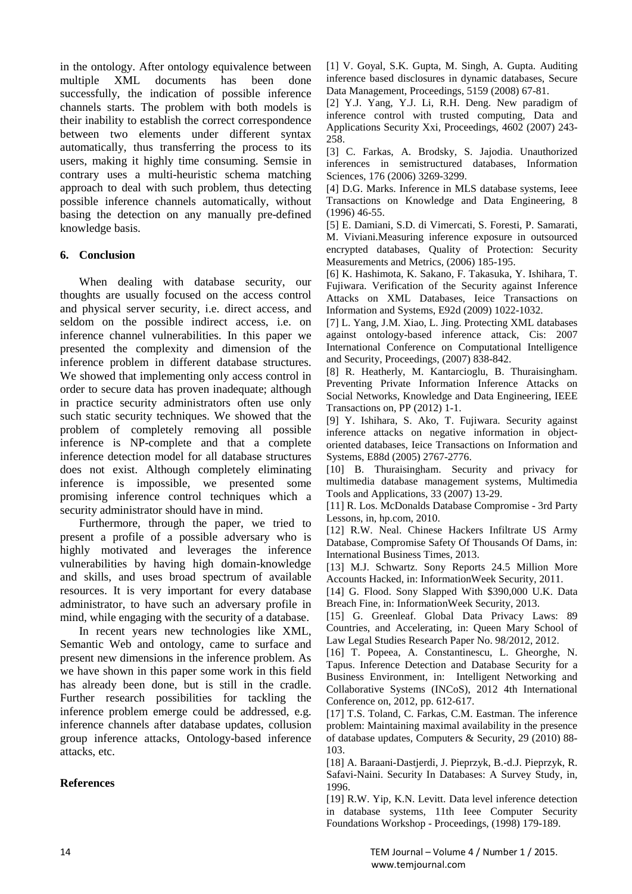in the ontology. After ontology equivalence between multiple XML documents has been done successfully, the indication of possible inference channels starts. The problem with both models is their inability to establish the correct correspondence between two elements under different syntax automatically, thus transferring the process to its users, making it highly time consuming. Semsie in contrary uses a multi-heuristic schema matching approach to deal with such problem, thus detecting possible inference channels automatically, without basing the detection on any manually pre-defined knowledge basis.

## 6. Conclusion

When dealing with database security, our thoughts are usually focused on the access control and physical server security, i.e. direct access, and seldom on the possible indirect access, i.e. on inference channel vulnerabilities. In this paper we presented the complexity and dimension of the inference problem in different database structures. We showed that implementing only access control in order to secure data has proven inadequate; although in practice security administrators often use only such static security techniques. We showed that the problem of completely removing all possible inference is NP-complete and that a complete inference detection model for all database structures does not exist. Although completely eliminating inference is impossible, we presented some promising inference control techniques which a security administrator should have in mind.

Furthermore, through the paper, we tried to present a profile of a possible adversary who is highly motivated and leverages the inference vulnerabilities by having high domain-knowledge and skills, and uses broad spectrum of available resources. It is very important for every database administrator, to have such an adversary profile in mind, while engaging with the security of a database.

In recent years new technologies like XML, Semantic Web and ontology, came to surface and present new dimensions in the inference problem. As we have shown in this paper some work in this field has already been done, but is still in the cradle. Further research possibilities for tackling the inference problem emerge could be addressed, e.g. inference channels after database updates, collusion group inference attacks, Ontology-based inference attacks, etc.

## References

[1] V. Goyal, S.K. Gupta, M. Singh, A. Gupta. Auditing inference based disclosures in dynamic databases, Secure Data Management, Proceedings, 5159 (2008) 67-81.

[2] Y.J. Yang, Y.J. Li, R.H. Deng. New paradigm of inference control with trusted computing, Data and Applications Security Xxi, Proceedings, 4602 (2007) 243-258.

[3] C. Farkas, A. Brodsky, S. Jajodia. Unauthorized inferences in semistructured databases, Information Sciences, 176 (2006) 3269-3299.

[4] D.G. Marks. Inference in MLS database systems, Ieee Transactions on Knowledge and Data Engineering, 8 (1996) 46-55.

[5] E. Damiani, S.D. di Vimercati, S. Foresti, P. Samarati, M. Viviani.Measuring inference exposure in outsourced encrypted databases, Quality of Protection: Security Measurements and Metrics, (2006) 185-195.

[6] K. Hashimota, K. Sakano, F. Takasuka, Y. Ishihara, T. Fujiwara. Verification of the Security against Inference Attacks on XML Databases, Ieice Transactions on Information and Systems, E92d (2009) 1022-1032.

[7] L. Yang, J.M. Xiao, L. Jing. Protecting XML databases against ontology-based inference attack, Cis: 2007 International Conference on Computational Intelligence and Security, Proceedings, (2007) 838-842.

[8] R. Heatherly, M. Kantarcioglu, B. Thuraisingham. Preventing Private Information Inference Attacks on Social Networks, Knowledge and Data Engineering, IEEE Transactions on, PP (2012) 1-1.

[9] Y. Ishihara, S. Ako, T. Fujiwara. Security against inference attacks on negative information in object-oriented databases, Ieice Transactions on Information and Systems, E88d (2005) 2767-2776.

[10] B. Thuraisingham. Security and privacy for multimedia database management systems, Multimedia Tools and Applications, 33 (2007) 13-29.

[11] R. Los. McDonalds Database Compromise - 3rd Party Lessons, in, hp.com, 2010.

[12] R.W. Neal. Chinese Hackers Infiltrate US Army Database, Compromise Safety Of Thousands Of Dams, in: International Business Times, 2013.

[13] M.J. Schwartz. Sony Reports 24.5 Million More Accounts Hacked, in: InformationWeek Security, 2011.

[14] G. Flood. Sony Slapped With $390,000 U.K. Data Breach Fine, in: InformationWeek Security, 2013.

[15] G. Greenleaf. Global Data Privacy Laws: 89 Countries, and Accelerating, in: Queen Mary School of Law Legal Studies Research Paper No. 98/2012, 2012.

[16] T. Popeea, A. Constantinescu, L. Gheorghe, N. Tapus. Inference Detection and Database Security for a Business Environment, in: Intelligent Networking and Collaborative Systems (INCoS), 2012 4th International Conference on, 2012, pp. 612-617.

[17] T.S. Toland, C. Farkas, C.M. Eastman. The inference problem: Maintaining maximal availability in the presence of database updates, Computers & Security, 29 (2010) 88-103.

[18] A. Baraani-Dastjerdi, J. Pieprzyk, B.-d.J. Pieprzyk, R. Safavi-Naini. Security In Databases: A Survey Study, in, 1996.

[19] R.W. Yip, K.N. Levitt. Data level inference detection in database systems, 11th Ieee Computer Security Foundations Workshop - Proceedings, (1998) 179-189.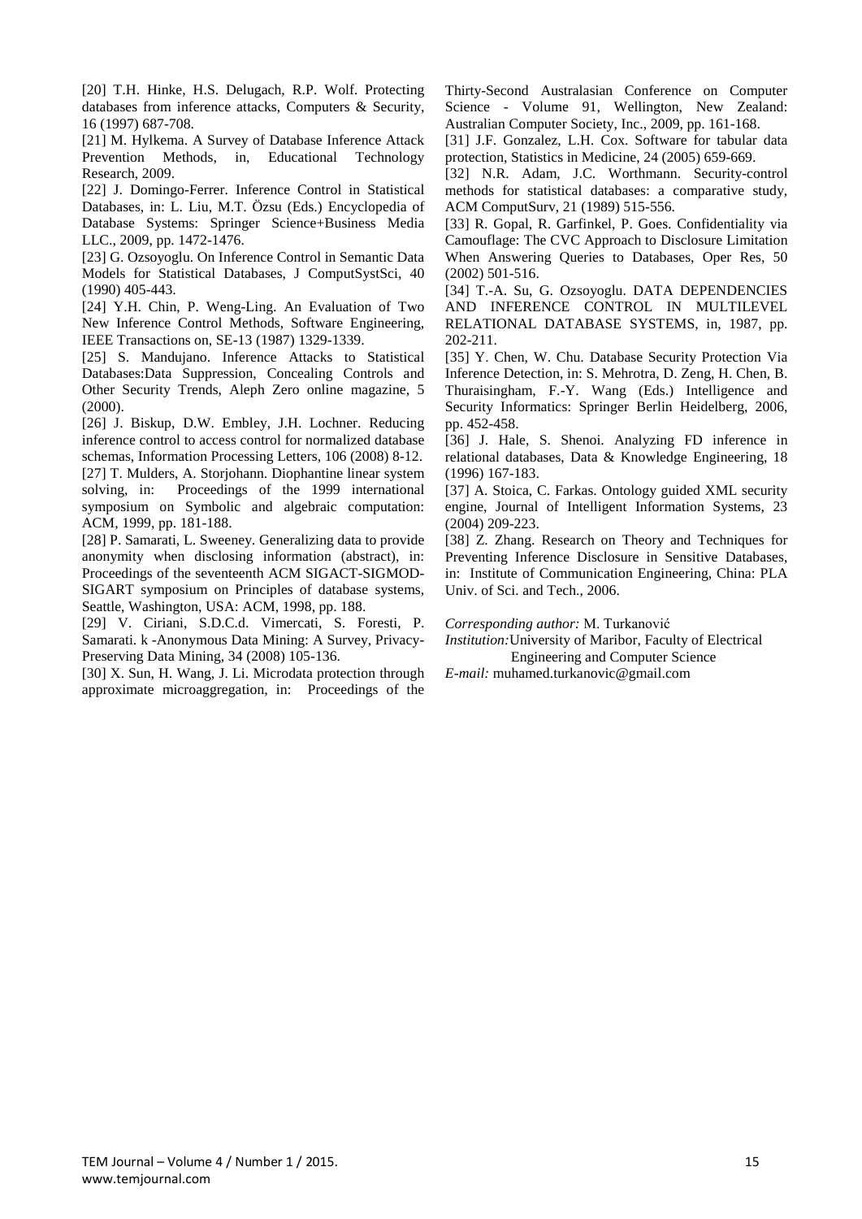[20] T.H. Hinke, H.S. Delugach, R.P. Wolf. Protecting databases from inference attacks, Computers & Security, 16 (1997) 687-708.

[21] M. Hylkema. A Survey of Database Inference Attack Prevention Methods, in, Educational Technology Research, 2009.

[22] J. Domingo-Ferrer. Inference Control in Statistical Databases, in: L. Liu, M.T. Özsu (Eds.) Encyclopedia of Database Systems: Springer Science+Business Media LLC., 2009, pp. 1472-1476.

[23] G. Ozsoyoglu. On Inference Control in Semantic Data Models for Statistical Databases, J ComputSystSci, 40 (1990) 405-443.

[24] Y.H. Chin, P. Weng-Ling. An Evaluation of Two New Inference Control Methods, Software Engineering, IEEE Transactions on, SE-13 (1987) 1329-1339.

[25] S. Mandujano. Inference Attacks to Statistical Databases:Data Suppression, Concealing Controls and Other Security Trends, Aleph Zero online magazine, 5 (2000).

[26] J. Biskup, D.W. Embley, J.H. Lochner. Reducing inference control to access control for normalized database schemas, Information Processing Letters, 106 (2008) 8-12.

[27] T. Mulders, A. Storjohann. Diophantine linear system solving, in: Proceedings of the 1999 international symposium on Symbolic and algebraic computation: ACM, 1999, pp. 181-188.

[28] P. Samarati, L. Sweeney. Generalizing data to provide anonymity when disclosing information (abstract), in: Proceedings of the seventeenth ACM SIGACT-SIGMOD-SIGART symposium on Principles of database systems, Seattle, Washington, USA: ACM, 1998, pp. 188.

[29] V. Ciriani, S.D.C.d. Vimercati, S. Foresti, P. Samarati. k -Anonymous Data Mining: A Survey, Privacy-Preserving Data Mining, 34 (2008) 105-136.

[30] X. Sun, H. Wang, J. Li. Microdata protection through approximate microaggregation, in: Proceedings of the Thirty-Second Australasian Conference on Computer Science - Volume 91, Wellington, New Zealand: Australian Computer Society, Inc., 2009, pp. 161-168.

[31] J.F. Gonzalez, L.H. Cox. Software for tabular data protection, Statistics in Medicine, 24 (2005) 659-669.

[32] N.R. Adam, J.C. Worthmann. Security-control methods for statistical databases: a comparative study, ACM ComputSurv, 21 (1989) 515-556.

[33] R. Gopal, R. Garfinkel, P. Goes. Confidentiality via Camouflage: The CVC Approach to Disclosure Limitation When Answering Queries to Databases, Oper Res, 50 (2002) 501-516.

[34] T.-A. Su, G. Ozsoyoglu. DATA DEPENDENCIES AND INFERENCE CONTROL IN MULTILEVEL RELATIONAL DATABASE SYSTEMS, in, 1987, pp. 202-211.

[35] Y. Chen, W. Chu. Database Security Protection Via Inference Detection, in: S. Mehrotra, D. Zeng, H. Chen, B. Thuraisingham, F.-Y. Wang (Eds.) Intelligence and Security Informatics: Springer Berlin Heidelberg, 2006, pp. 452-458.

[36] J. Hale, S. Shenoi. Analyzing FD inference in relational databases, Data & Knowledge Engineering, 18 (1996) 167-183.

[37] A. Stoica, C. Farkas. Ontology guided XML security engine, Journal of Intelligent Information Systems, 23 (2004) 209-223.

[38] Z. Zhang. Research on Theory and Techniques for Preventing Inference Disclosure in Sensitive Databases, in: Institute of Communication Engineering, China: PLA Univ. of Sci. and Tech., 2006.

*Corresponding author:* M. Turkanović
*Institution:* University of Maribor, Faculty of Electrical Engineering and Computer Science
*E-mail:* muhamed.turkanovic@gmail.com